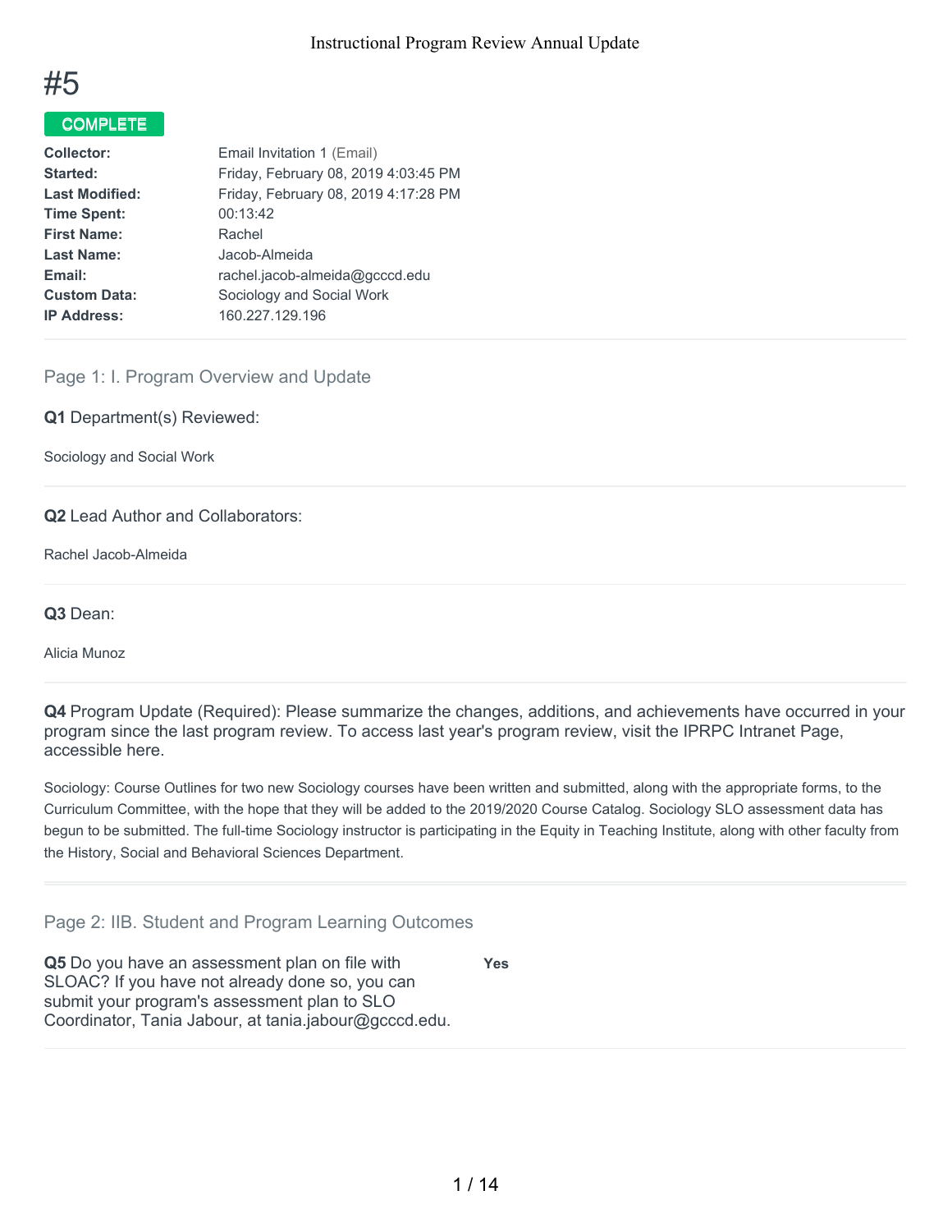# #5

**COMPLETE**

| | |
|---|---|
| **Collector:** | Email Invitation 1 (Email) |
| **Started:** | Friday, February 08, 2019 4:03:45 PM |
| **Last Modified:** | Friday, February 08, 2019 4:17:28 PM |
| **Time Spent:** | 00:13:42 |
| **First Name:** | Rachel |
| **Last Name:** | Jacob-Almeida |
| **Email:** | rachel.jacob-almeida@gcccd.edu |
| **Custom Data:** | Sociology and Social Work |
| **IP Address:** | 160.227.129.196 |

## Page 1: I. Program Overview and Update

**Q1** Department(s) Reviewed:

Sociology and Social Work

**Q2** Lead Author and Collaborators:

Rachel Jacob-Almeida

**Q3** Dean:

Alicia Munoz

**Q4** Program Update (Required): Please summarize the changes, additions, and achievements have occurred in your program since the last program review. To access last year's program review, visit the IPRPC Intranet Page, accessible here.

Sociology: Course Outlines for two new Sociology courses have been written and submitted, along with the appropriate forms, to the Curriculum Committee, with the hope that they will be added to the 2019/2020 Course Catalog. Sociology SLO assessment data has begun to be submitted. The full-time Sociology instructor is participating in the Equity in Teaching Institute, along with other faculty from the History, Social and Behavioral Sciences Department.

## Page 2: IIB. Student and Program Learning Outcomes

**Q5** Do you have an assessment plan on file with SLOAC? If you have not already done so, you can submit your program's assessment plan to SLO Coordinator, Tania Jabour, at tania.jabour@gcccd.edu.

**Yes**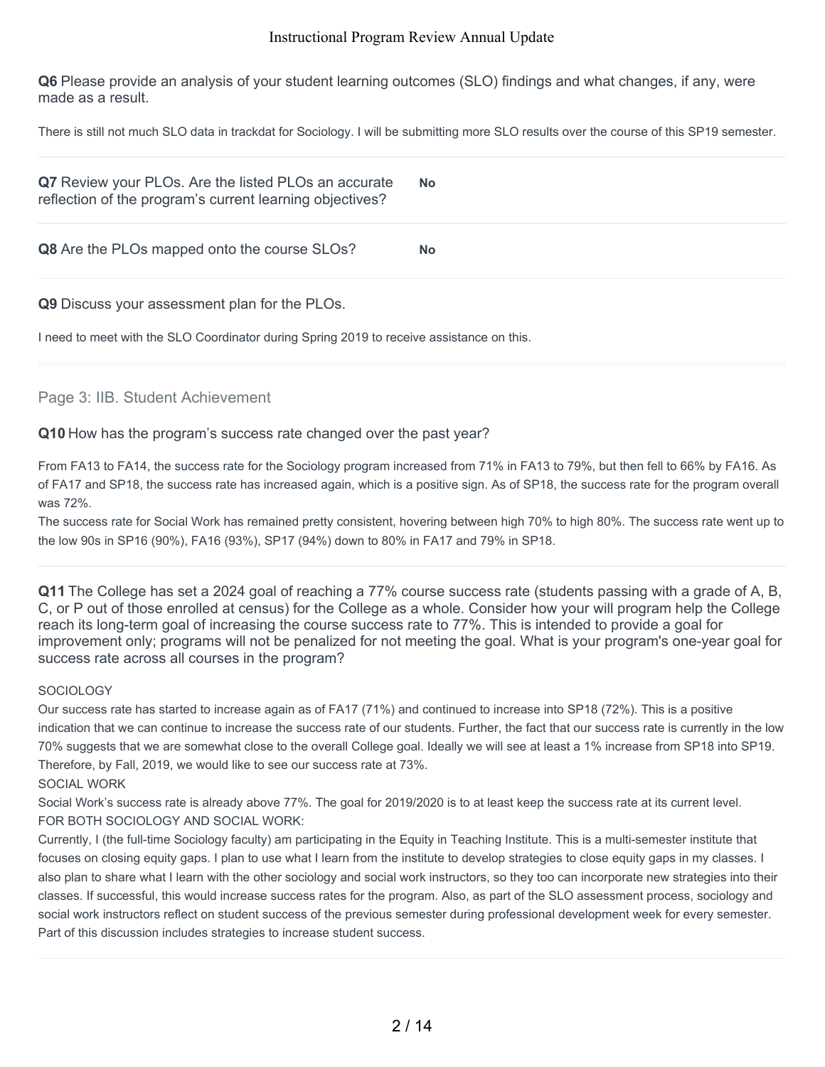**Q6** Please provide an analysis of your student learning outcomes (SLO) findings and what changes, if any, were made as a result.

There is still not much SLO data in trackdat for Sociology. I will be submitting more SLO results over the course of this SP19 semester.

---

**Q7** Review your PLOs. Are the listed PLOs an accurate reflection of the program's current learning objectives? **No**

---

**Q8** Are the PLOs mapped onto the course SLOs? **No**

---

**Q9** Discuss your assessment plan for the PLOs.

I need to meet with the SLO Coordinator during Spring 2019 to receive assistance on this.

---

## Page 3: IIB. Student Achievement

**Q10** How has the program's success rate changed over the past year?

From FA13 to FA14, the success rate for the Sociology program increased from 71% in FA13 to 79%, but then fell to 66% by FA16. As of FA17 and SP18, the success rate has increased again, which is a positive sign. As of SP18, the success rate for the program overall was 72%.

The success rate for Social Work has remained pretty consistent, hovering between high 70% to high 80%. The success rate went up to the low 90s in SP16 (90%), FA16 (93%), SP17 (94%) down to 80% in FA17 and 79% in SP18.

---

**Q11** The College has set a 2024 goal of reaching a 77% course success rate (students passing with a grade of A, B, C, or P out of those enrolled at census) for the College as a whole. Consider how your will program help the College reach its long-term goal of increasing the course success rate to 77%. This is intended to provide a goal for improvement only; programs will not be penalized for not meeting the goal. What is your program's one-year goal for success rate across all courses in the program?

SOCIOLOGY

Our success rate has started to increase again as of FA17 (71%) and continued to increase into SP18 (72%). This is a positive indication that we can continue to increase the success rate of our students. Further, the fact that our success rate is currently in the low 70% suggests that we are somewhat close to the overall College goal. Ideally we will see at least a 1% increase from SP18 into SP19. Therefore, by Fall, 2019, we would like to see our success rate at 73%.

SOCIAL WORK

Social Work's success rate is already above 77%. The goal for 2019/2020 is to at least keep the success rate at its current level.

FOR BOTH SOCIOLOGY AND SOCIAL WORK:

Currently, I (the full-time Sociology faculty) am participating in the Equity in Teaching Institute. This is a multi-semester institute that focuses on closing equity gaps. I plan to use what I learn from the institute to develop strategies to close equity gaps in my classes. I also plan to share what I learn with the other sociology and social work instructors, so they too can incorporate new strategies into their classes. If successful, this would increase success rates for the program. Also, as part of the SLO assessment process, sociology and social work instructors reflect on student success of the previous semester during professional development week for every semester. Part of this discussion includes strategies to increase student success.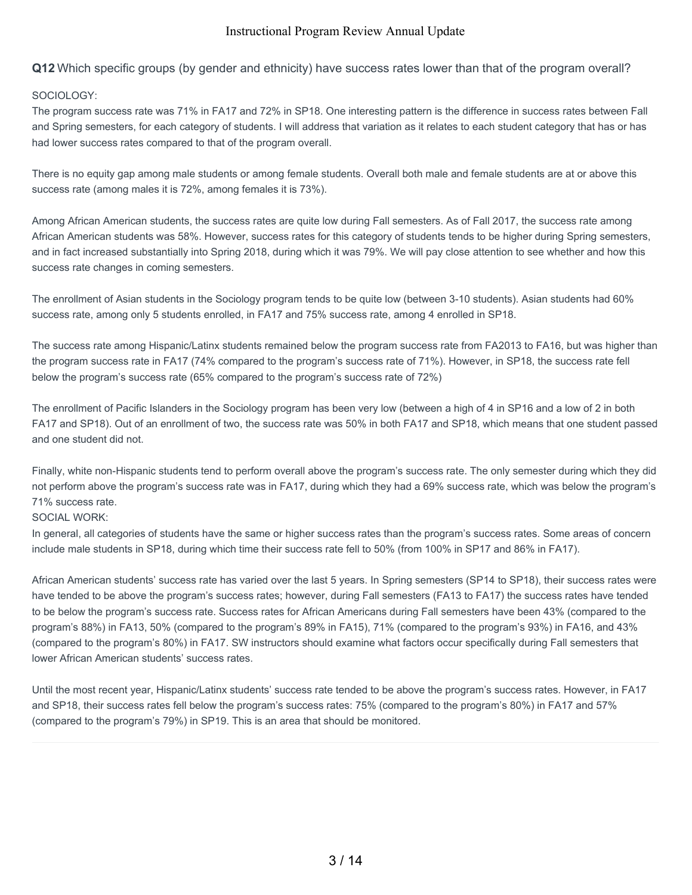**Q12** Which specific groups (by gender and ethnicity) have success rates lower than that of the program overall?

SOCIOLOGY:

The program success rate was 71% in FA17 and 72% in SP18. One interesting pattern is the difference in success rates between Fall and Spring semesters, for each category of students. I will address that variation as it relates to each student category that has or has had lower success rates compared to that of the program overall.

There is no equity gap among male students or among female students. Overall both male and female students are at or above this success rate (among males it is 72%, among females it is 73%).

Among African American students, the success rates are quite low during Fall semesters. As of Fall 2017, the success rate among African American students was 58%. However, success rates for this category of students tends to be higher during Spring semesters, and in fact increased substantially into Spring 2018, during which it was 79%. We will pay close attention to see whether and how this success rate changes in coming semesters.

The enrollment of Asian students in the Sociology program tends to be quite low (between 3-10 students). Asian students had 60% success rate, among only 5 students enrolled, in FA17 and 75% success rate, among 4 enrolled in SP18.

The success rate among Hispanic/Latinx students remained below the program success rate from FA2013 to FA16, but was higher than the program success rate in FA17 (74% compared to the program's success rate of 71%). However, in SP18, the success rate fell below the program's success rate (65% compared to the program's success rate of 72%)

The enrollment of Pacific Islanders in the Sociology program has been very low (between a high of 4 in SP16 and a low of 2 in both FA17 and SP18). Out of an enrollment of two, the success rate was 50% in both FA17 and SP18, which means that one student passed and one student did not.

Finally, white non-Hispanic students tend to perform overall above the program's success rate. The only semester during which they did not perform above the program's success rate was in FA17, during which they had a 69% success rate, which was below the program's 71% success rate.

SOCIAL WORK:

In general, all categories of students have the same or higher success rates than the program's success rates. Some areas of concern include male students in SP18, during which time their success rate fell to 50% (from 100% in SP17 and 86% in FA17).

African American students' success rate has varied over the last 5 years. In Spring semesters (SP14 to SP18), their success rates were have tended to be above the program's success rates; however, during Fall semesters (FA13 to FA17) the success rates have tended to be below the program's success rate. Success rates for African Americans during Fall semesters have been 43% (compared to the program's 88%) in FA13, 50% (compared to the program's 89% in FA15), 71% (compared to the program's 93%) in FA16, and 43% (compared to the program's 80%) in FA17. SW instructors should examine what factors occur specifically during Fall semesters that lower African American students' success rates.

Until the most recent year, Hispanic/Latinx students' success rate tended to be above the program's success rates. However, in FA17 and SP18, their success rates fell below the program's success rates: 75% (compared to the program's 80%) in FA17 and 57% (compared to the program's 79%) in SP19. This is an area that should be monitored.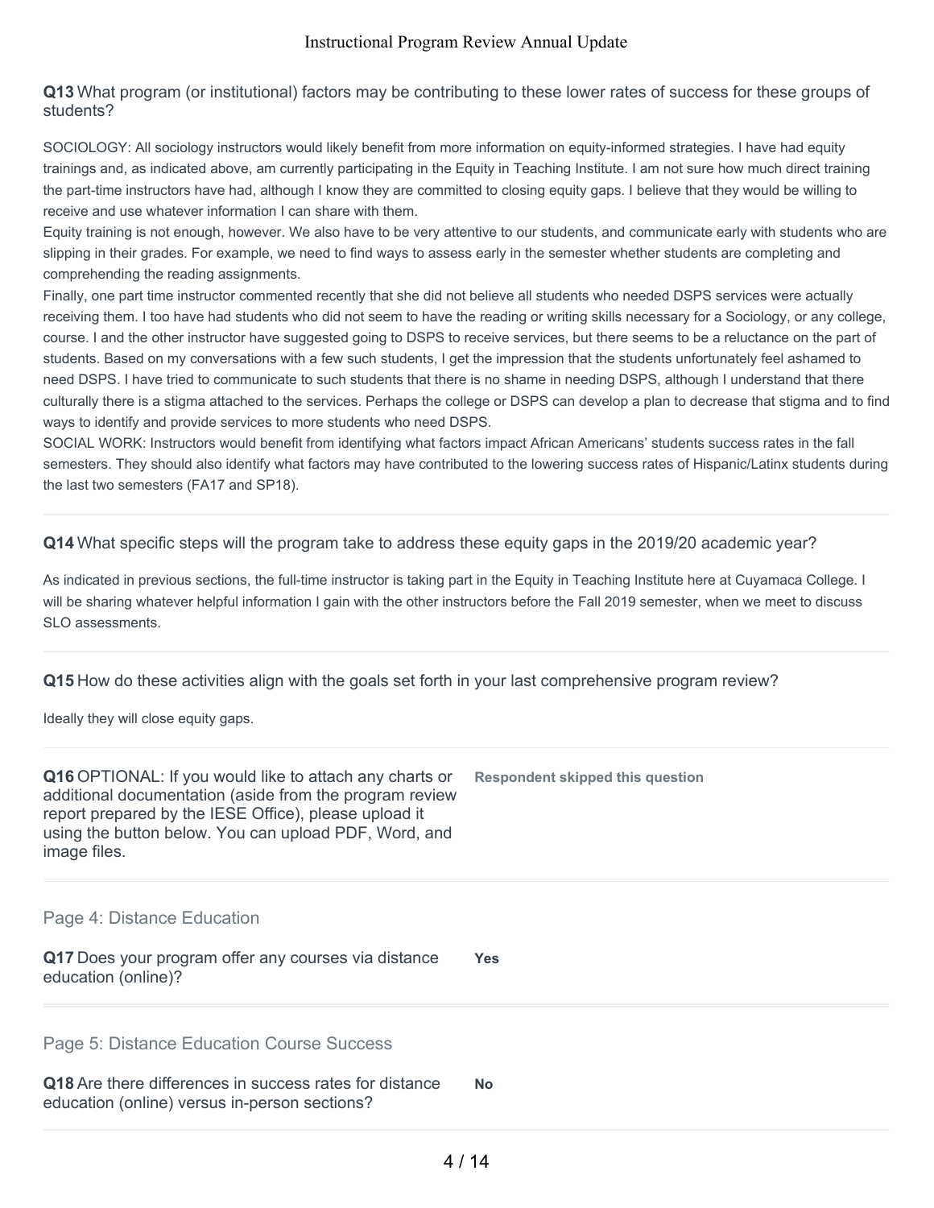**Q13** What program (or institutional) factors may be contributing to these lower rates of success for these groups of students?

SOCIOLOGY: All sociology instructors would likely benefit from more information on equity-informed strategies. I have had equity trainings and, as indicated above, am currently participating in the Equity in Teaching Institute. I am not sure how much direct training the part-time instructors have had, although I know they are committed to closing equity gaps. I believe that they would be willing to receive and use whatever information I can share with them.
Equity training is not enough, however. We also have to be very attentive to our students, and communicate early with students who are slipping in their grades. For example, we need to find ways to assess early in the semester whether students are completing and comprehending the reading assignments.
Finally, one part time instructor commented recently that she did not believe all students who needed DSPS services were actually receiving them. I too have had students who did not seem to have the reading or writing skills necessary for a Sociology, or any college, course. I and the other instructor have suggested going to DSPS to receive services, but there seems to be a reluctance on the part of students. Based on my conversations with a few such students, I get the impression that the students unfortunately feel ashamed to need DSPS. I have tried to communicate to such students that there is no shame in needing DSPS, although I understand that there culturally there is a stigma attached to the services. Perhaps the college or DSPS can develop a plan to decrease that stigma and to find ways to identify and provide services to more students who need DSPS.
SOCIAL WORK: Instructors would benefit from identifying what factors impact African Americans' students success rates in the fall semesters. They should also identify what factors may have contributed to the lowering success rates of Hispanic/Latinx students during the last two semesters (FA17 and SP18).

**Q14** What specific steps will the program take to address these equity gaps in the 2019/20 academic year?

As indicated in previous sections, the full-time instructor is taking part in the Equity in Teaching Institute here at Cuyamaca College. I will be sharing whatever helpful information I gain with the other instructors before the Fall 2019 semester, when we meet to discuss SLO assessments.

**Q15** How do these activities align with the goals set forth in your last comprehensive program review?

Ideally they will close equity gaps.

**Q16** OPTIONAL: If you would like to attach any charts or additional documentation (aside from the program review report prepared by the IESE Office), please upload it using the button below. You can upload PDF, Word, and image files.

**Respondent skipped this question**

## Page 4: Distance Education

**Q17** Does your program offer any courses via distance education (online)?

**Yes**

## Page 5: Distance Education Course Success

**Q18** Are there differences in success rates for distance education (online) versus in-person sections?

**No**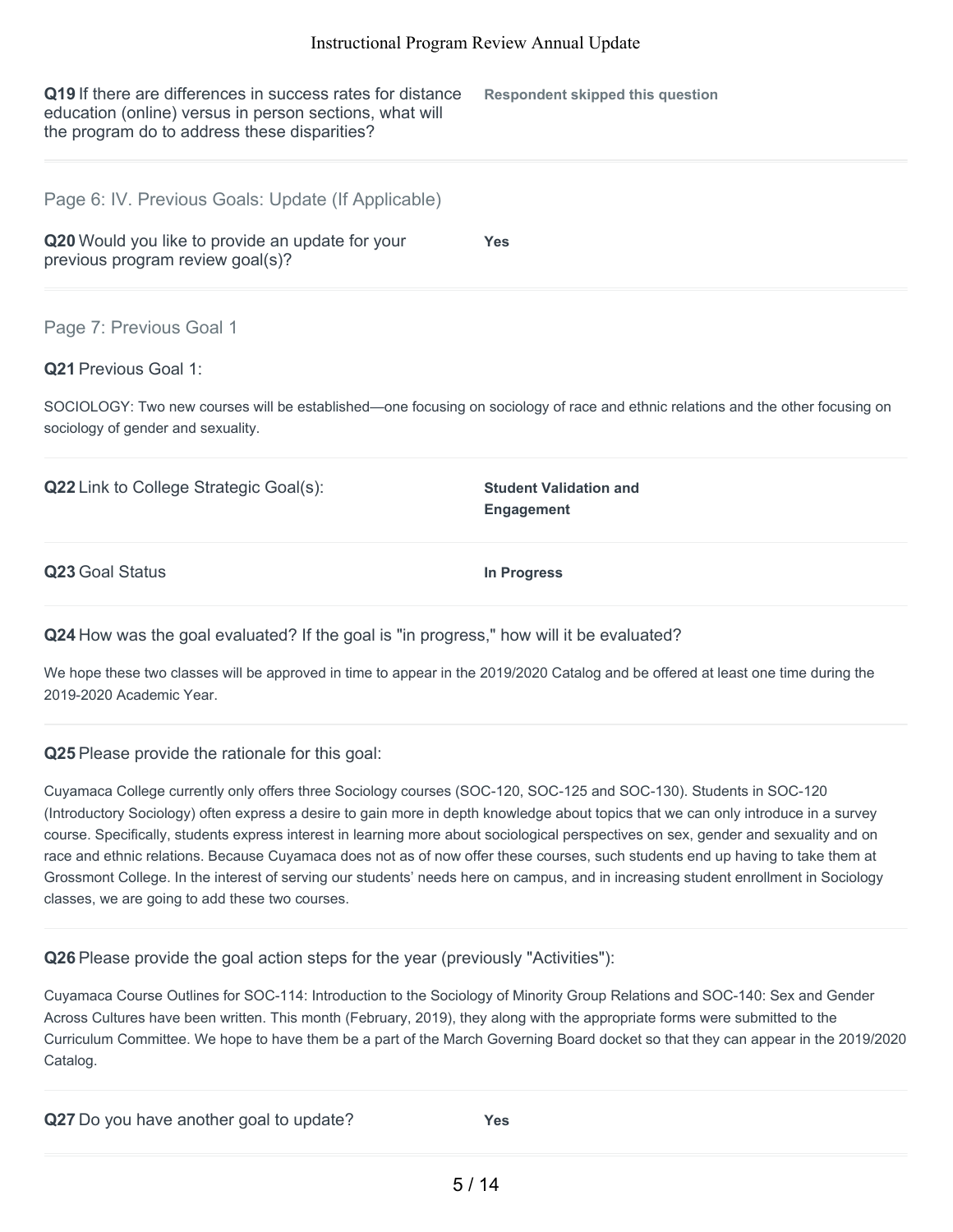**Q19** If there are differences in success rates for distance education (online) versus in person sections, what will the program do to address these disparities?

**Respondent skipped this question**

## Page 6: IV. Previous Goals: Update (If Applicable)

**Q20** Would you like to provide an update for your previous program review goal(s)?

**Yes**

## Page 7: Previous Goal 1

**Q21** Previous Goal 1:

SOCIOLOGY: Two new courses will be established—one focusing on sociology of race and ethnic relations and the other focusing on sociology of gender and sexuality.

**Q22** Link to College Strategic Goal(s):

**Student Validation and Engagement**

**Q23** Goal Status

**In Progress**

**Q24** How was the goal evaluated? If the goal is "in progress," how will it be evaluated?

We hope these two classes will be approved in time to appear in the 2019/2020 Catalog and be offered at least one time during the 2019-2020 Academic Year.

**Q25** Please provide the rationale for this goal:

Cuyamaca College currently only offers three Sociology courses (SOC-120, SOC-125 and SOC-130). Students in SOC-120 (Introductory Sociology) often express a desire to gain more in depth knowledge about topics that we can only introduce in a survey course. Specifically, students express interest in learning more about sociological perspectives on sex, gender and sexuality and on race and ethnic relations. Because Cuyamaca does not as of now offer these courses, such students end up having to take them at Grossmont College. In the interest of serving our students' needs here on campus, and in increasing student enrollment in Sociology classes, we are going to add these two courses.

**Q26** Please provide the goal action steps for the year (previously "Activities"):

Cuyamaca Course Outlines for SOC-114: Introduction to the Sociology of Minority Group Relations and SOC-140: Sex and Gender Across Cultures have been written. This month (February, 2019), they along with the appropriate forms were submitted to the Curriculum Committee. We hope to have them be a part of the March Governing Board docket so that they can appear in the 2019/2020 Catalog.

**Q27** Do you have another goal to update?

**Yes**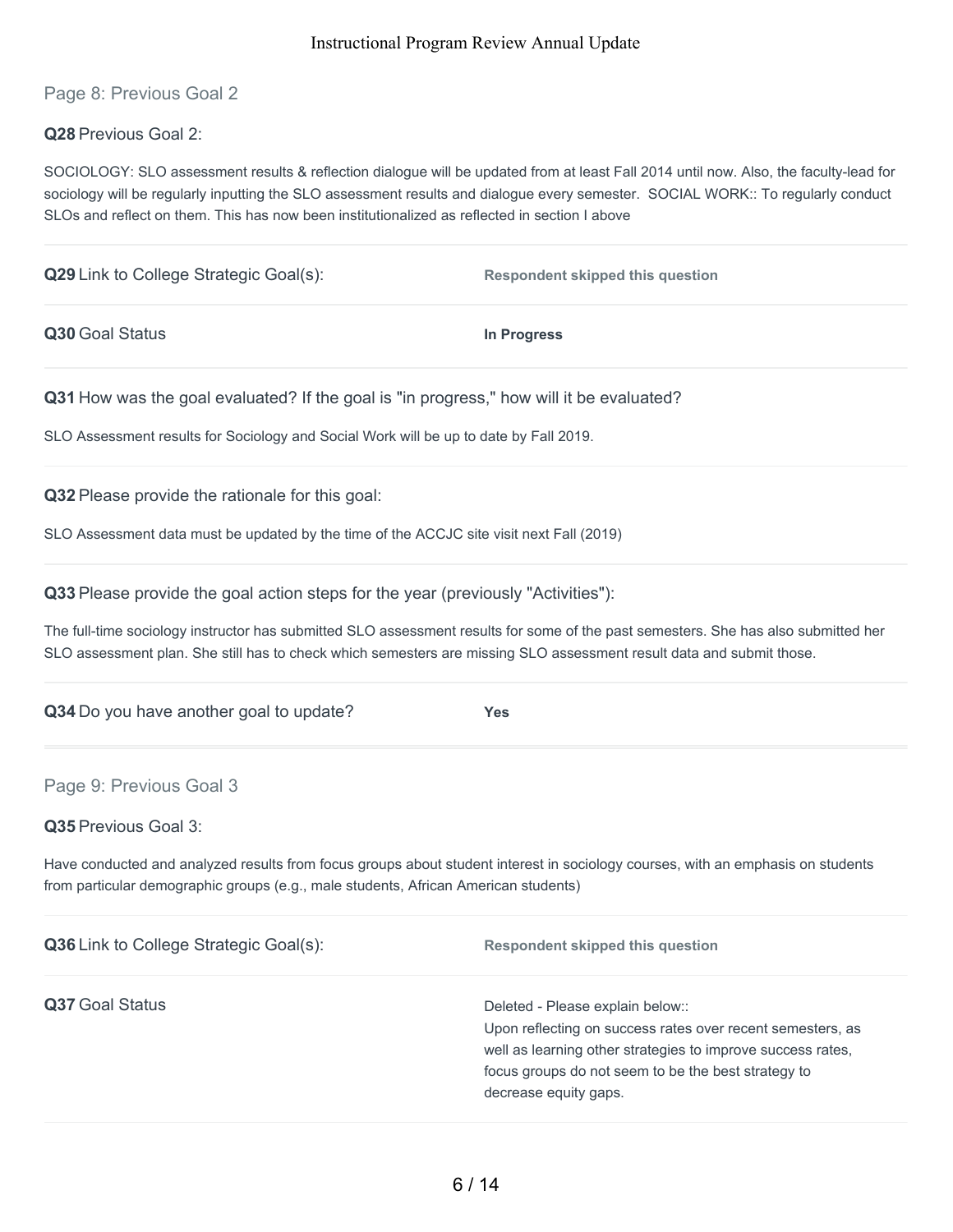## Page 8: Previous Goal 2

**Q28** Previous Goal 2:

SOCIOLOGY: SLO assessment results & reflection dialogue will be updated from at least Fall 2014 until now. Also, the faculty-lead for sociology will be regularly inputting the SLO assessment results and dialogue every semester. SOCIAL WORK:: To regularly conduct SLOs and reflect on them. This has now been institutionalized as reflected in section I above

**Q29** Link to College Strategic Goal(s): **Respondent skipped this question**

**Q30** Goal Status **In Progress**

**Q31** How was the goal evaluated? If the goal is "in progress," how will it be evaluated?

SLO Assessment results for Sociology and Social Work will be up to date by Fall 2019.

**Q32** Please provide the rationale for this goal:

SLO Assessment data must be updated by the time of the ACCJC site visit next Fall (2019)

**Q33** Please provide the goal action steps for the year (previously "Activities"):

The full-time sociology instructor has submitted SLO assessment results for some of the past semesters. She has also submitted her SLO assessment plan. She still has to check which semesters are missing SLO assessment result data and submit those.

**Q34** Do you have another goal to update? **Yes**

## Page 9: Previous Goal 3

**Q35** Previous Goal 3:

Have conducted and analyzed results from focus groups about student interest in sociology courses, with an emphasis on students from particular demographic groups (e.g., male students, African American students)

**Q36** Link to College Strategic Goal(s): **Respondent skipped this question**

**Q37** Goal Status

Deleted - Please explain below::
Upon reflecting on success rates over recent semesters, as well as learning other strategies to improve success rates, focus groups do not seem to be the best strategy to decrease equity gaps.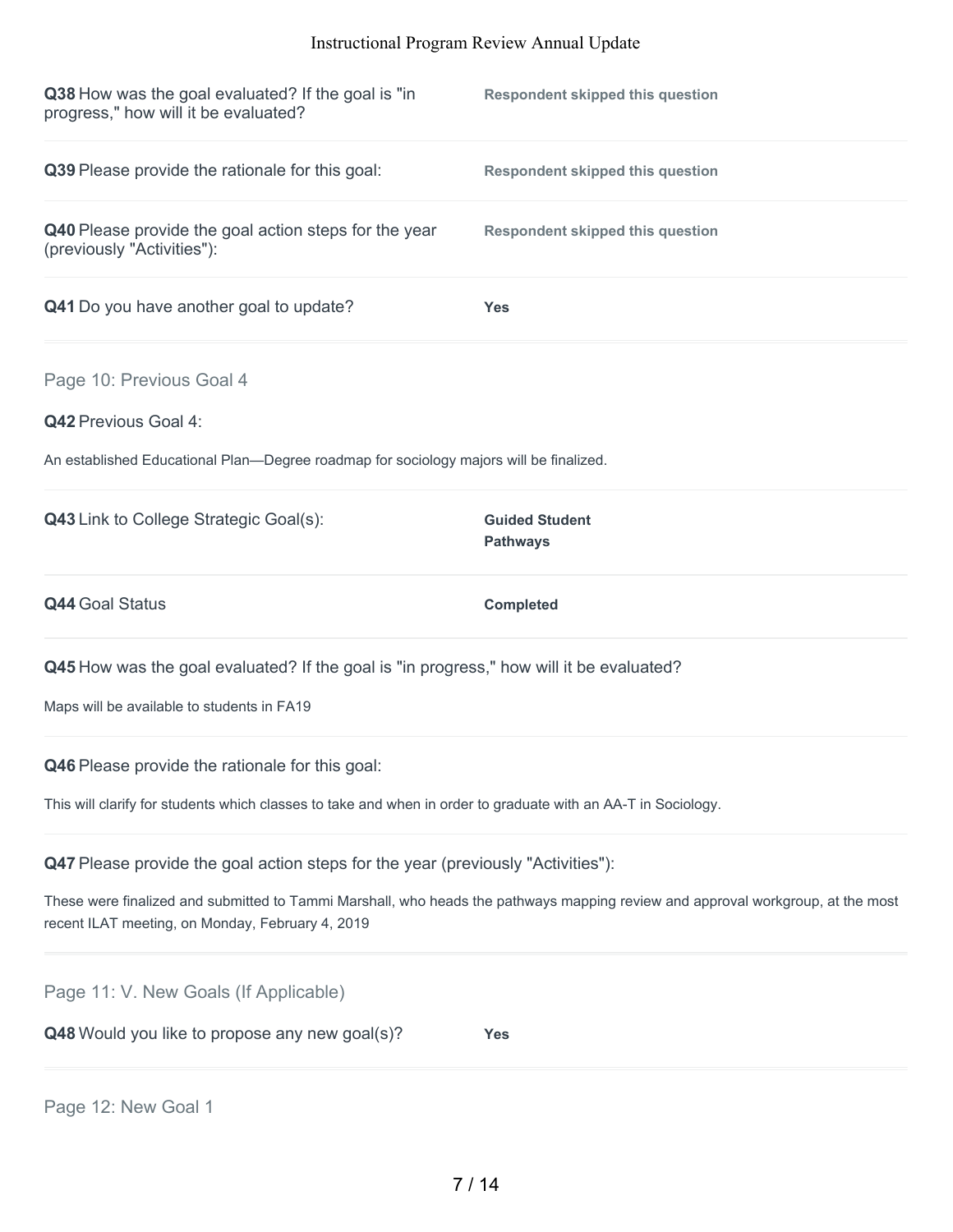**Q38** How was the goal evaluated? If the goal is "in progress," how will it be evaluated?

**Respondent skipped this question**

**Q39** Please provide the rationale for this goal:

**Respondent skipped this question**

**Q40** Please provide the goal action steps for the year (previously "Activities"):

**Respondent skipped this question**

**Q41** Do you have another goal to update?

**Yes**

## Page 10: Previous Goal 4

**Q42** Previous Goal 4:

An established Educational Plan—Degree roadmap for sociology majors will be finalized.

**Q43** Link to College Strategic Goal(s):

**Guided Student Pathways**

**Q44** Goal Status

**Completed**

**Q45** How was the goal evaluated? If the goal is "in progress," how will it be evaluated?

Maps will be available to students in FA19

**Q46** Please provide the rationale for this goal:

This will clarify for students which classes to take and when in order to graduate with an AA-T in Sociology.

**Q47** Please provide the goal action steps for the year (previously "Activities"):

These were finalized and submitted to Tammi Marshall, who heads the pathways mapping review and approval workgroup, at the most recent ILAT meeting, on Monday, February 4, 2019

## Page 11: V. New Goals (If Applicable)

**Q48** Would you like to propose any new goal(s)?

**Yes**

## Page 12: New Goal 1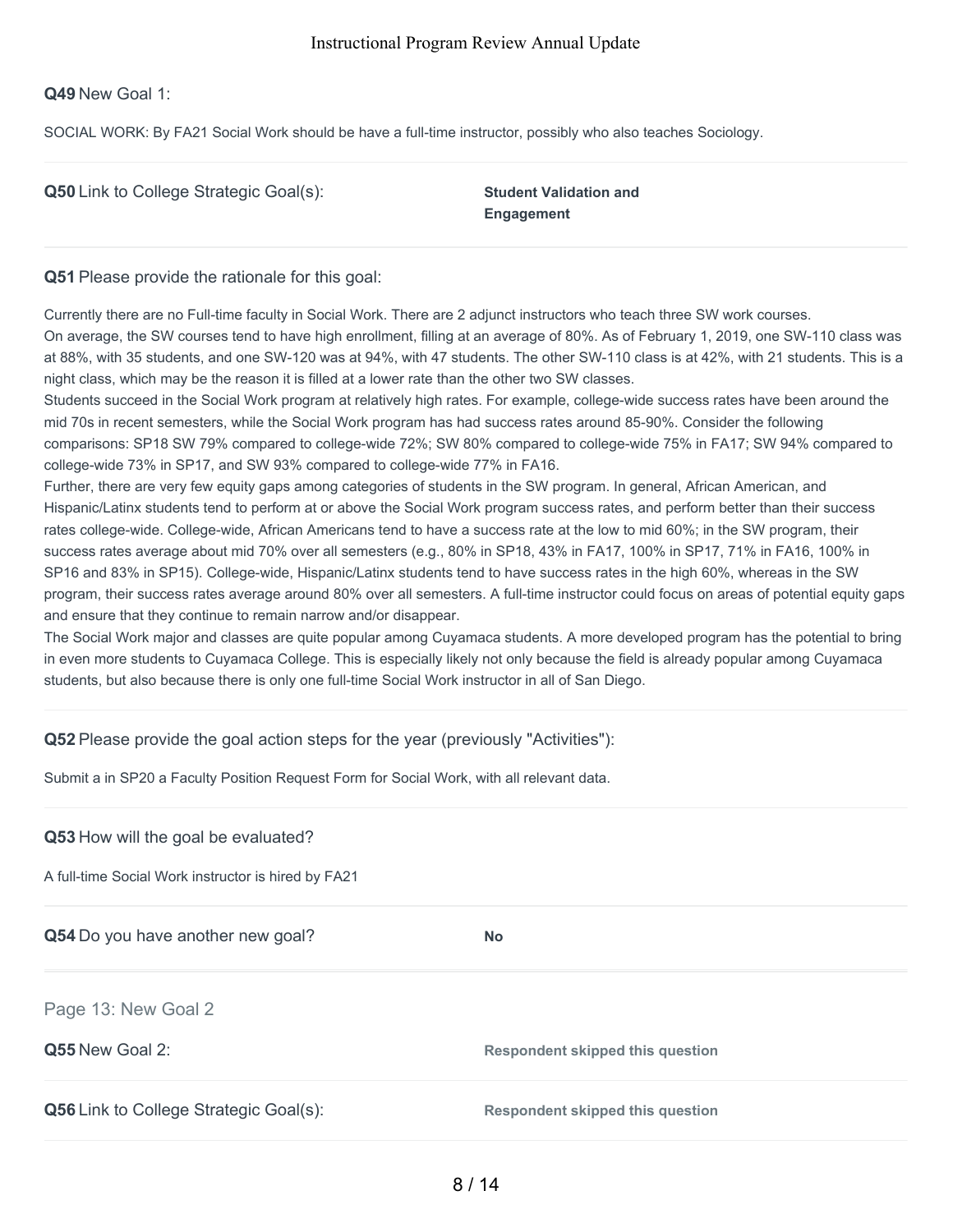**Q49** New Goal 1:

SOCIAL WORK: By FA21 Social Work should be have a full-time instructor, possibly who also teaches Sociology.

**Q50** Link to College Strategic Goal(s): **Student Validation and Engagement**

**Q51** Please provide the rationale for this goal:

Currently there are no Full-time faculty in Social Work. There are 2 adjunct instructors who teach three SW work courses.
On average, the SW courses tend to have high enrollment, filling at an average of 80%. As of February 1, 2019, one SW-110 class was at 88%, with 35 students, and one SW-120 was at 94%, with 47 students. The other SW-110 class is at 42%, with 21 students. This is a night class, which may be the reason it is filled at a lower rate than the other two SW classes.
Students succeed in the Social Work program at relatively high rates. For example, college-wide success rates have been around the mid 70s in recent semesters, while the Social Work program has had success rates around 85-90%. Consider the following comparisons: SP18 SW 79% compared to college-wide 72%; SW 80% compared to college-wide 75% in FA17; SW 94% compared to college-wide 73% in SP17, and SW 93% compared to college-wide 77% in FA16.
Further, there are very few equity gaps among categories of students in the SW program. In general, African American, and Hispanic/Latinx students tend to perform at or above the Social Work program success rates, and perform better than their success rates college-wide. College-wide, African Americans tend to have a success rate at the low to mid 60%; in the SW program, their success rates average about mid 70% over all semesters (e.g., 80% in SP18, 43% in FA17, 100% in SP17, 71% in FA16, 100% in SP16 and 83% in SP15). College-wide, Hispanic/Latinx students tend to have success rates in the high 60%, whereas in the SW program, their success rates average around 80% over all semesters. A full-time instructor could focus on areas of potential equity gaps and ensure that they continue to remain narrow and/or disappear.
The Social Work major and classes are quite popular among Cuyamaca students. A more developed program has the potential to bring in even more students to Cuyamaca College. This is especially likely not only because the field is already popular among Cuyamaca students, but also because there is only one full-time Social Work instructor in all of San Diego.

**Q52** Please provide the goal action steps for the year (previously "Activities"):

Submit a in SP20 a Faculty Position Request Form for Social Work, with all relevant data.

**Q53** How will the goal be evaluated?

A full-time Social Work instructor is hired by FA21

**Q54** Do you have another new goal? **No**

## Page 13: New Goal 2

**Q55** New Goal 2: **Respondent skipped this question**

**Q56** Link to College Strategic Goal(s): **Respondent skipped this question**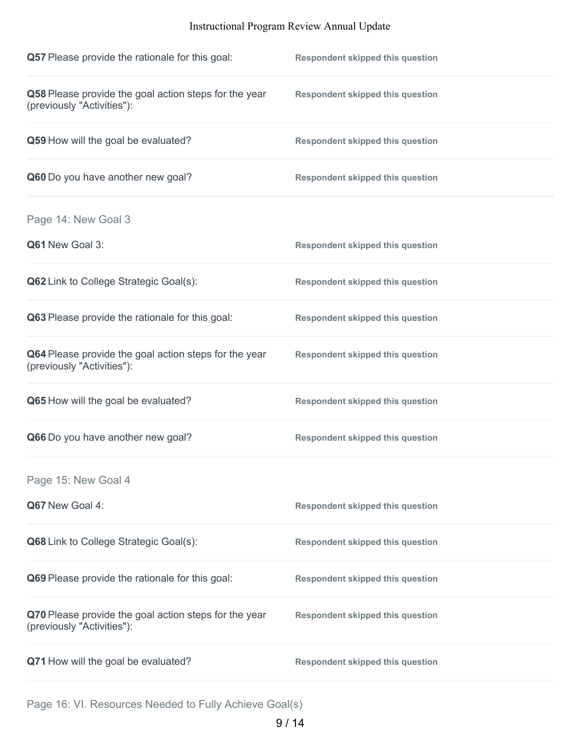**Q57** Please provide the rationale for this goal: **Respondent skipped this question**

**Q58** Please provide the goal action steps for the year (previously "Activities"): **Respondent skipped this question**

**Q59** How will the goal be evaluated? **Respondent skipped this question**

**Q60** Do you have another new goal? **Respondent skipped this question**

## Page 14: New Goal 3

**Q61** New Goal 3: **Respondent skipped this question**

**Q62** Link to College Strategic Goal(s): **Respondent skipped this question**

**Q63** Please provide the rationale for this goal: **Respondent skipped this question**

**Q64** Please provide the goal action steps for the year (previously "Activities"): **Respondent skipped this question**

**Q65** How will the goal be evaluated? **Respondent skipped this question**

**Q66** Do you have another new goal? **Respondent skipped this question**

## Page 15: New Goal 4

**Q67** New Goal 4: **Respondent skipped this question**

**Q68** Link to College Strategic Goal(s): **Respondent skipped this question**

**Q69** Please provide the rationale for this goal: **Respondent skipped this question**

**Q70** Please provide the goal action steps for the year (previously "Activities"): **Respondent skipped this question**

**Q71** How will the goal be evaluated? **Respondent skipped this question**

## Page 16: VI. Resources Needed to Fully Achieve Goal(s)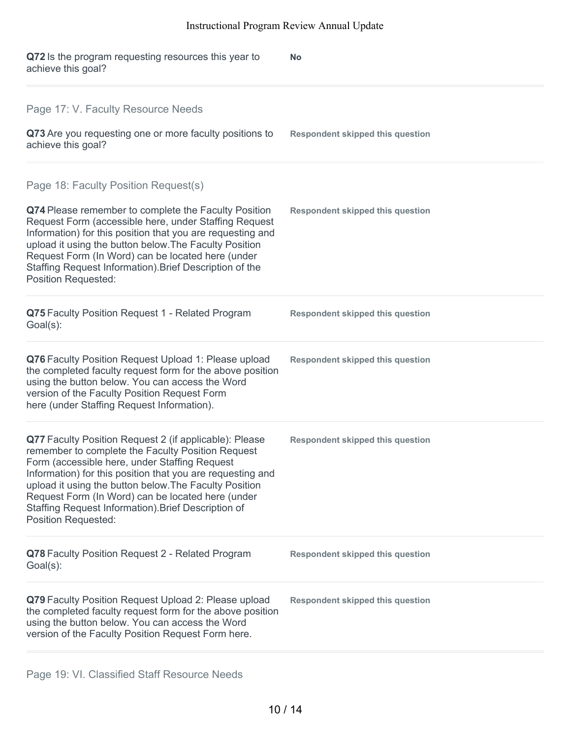**Q72** Is the program requesting resources this year to achieve this goal?

**No**

---

## Page 17: V. Faculty Resource Needs

**Q73** Are you requesting one or more faculty positions to achieve this goal?

**Respondent skipped this question**

---

## Page 18: Faculty Position Request(s)

**Q74** Please remember to complete the Faculty Position Request Form (accessible here, under Staffing Request Information) for this position that you are requesting and upload it using the button below.The Faculty Position Request Form (In Word) can be located here (under Staffing Request Information).Brief Description of the Position Requested:

**Respondent skipped this question**

**Q75** Faculty Position Request 1 - Related Program Goal(s):

**Respondent skipped this question**

**Q76** Faculty Position Request Upload 1: Please upload the completed faculty request form for the above position using the button below. You can access the Word version of the Faculty Position Request Form here (under Staffing Request Information).

**Respondent skipped this question**

**Q77** Faculty Position Request 2 (if applicable): Please remember to complete the Faculty Position Request Form (accessible here, under Staffing Request Information) for this position that you are requesting and upload it using the button below.The Faculty Position Request Form (In Word) can be located here (under Staffing Request Information).Brief Description of Position Requested:

**Respondent skipped this question**

**Q78** Faculty Position Request 2 - Related Program Goal(s):

**Respondent skipped this question**

**Q79** Faculty Position Request Upload 2: Please upload the completed faculty request form for the above position using the button below. You can access the Word version of the Faculty Position Request Form here.

**Respondent skipped this question**

---

## Page 19: VI. Classified Staff Resource Needs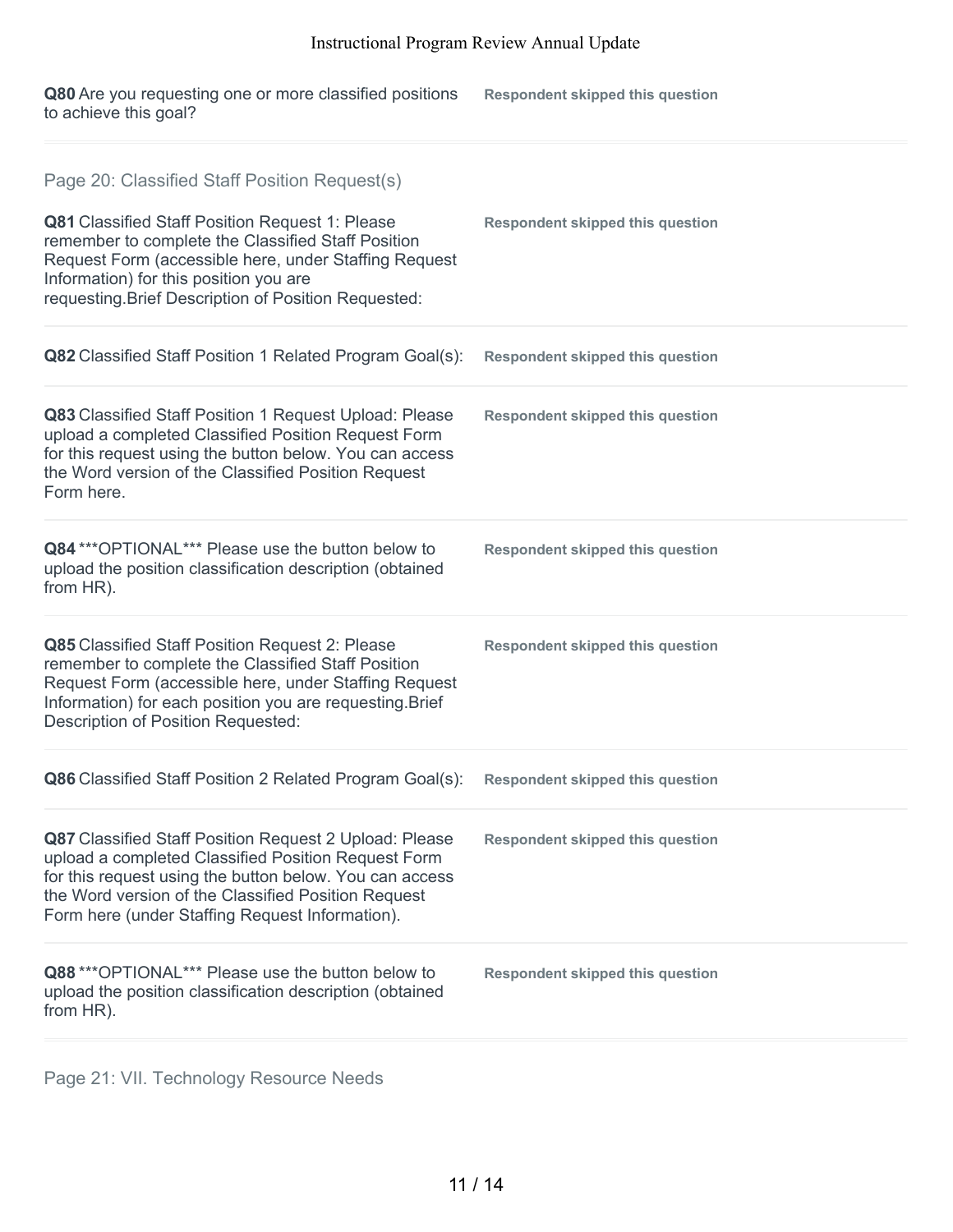**Q80** Are you requesting one or more classified positions to achieve this goal?

**Respondent skipped this question**

## Page 20: Classified Staff Position Request(s)

**Q81** Classified Staff Position Request 1: Please remember to complete the Classified Staff Position Request Form (accessible here, under Staffing Request Information) for this position you are requesting.Brief Description of Position Requested:

**Respondent skipped this question**

**Q82** Classified Staff Position 1 Related Program Goal(s):

**Respondent skipped this question**

**Q83** Classified Staff Position 1 Request Upload: Please upload a completed Classified Position Request Form for this request using the button below. You can access the Word version of the Classified Position Request Form here.

**Respondent skipped this question**

**Q84** ***OPTIONAL*** Please use the button below to upload the position classification description (obtained from HR).

**Respondent skipped this question**

**Q85** Classified Staff Position Request 2: Please remember to complete the Classified Staff Position Request Form (accessible here, under Staffing Request Information) for each position you are requesting.Brief Description of Position Requested:

**Respondent skipped this question**

**Q86** Classified Staff Position 2 Related Program Goal(s):

**Respondent skipped this question**

**Q87** Classified Staff Position Request 2 Upload: Please upload a completed Classified Position Request Form for this request using the button below. You can access the Word version of the Classified Position Request Form here (under Staffing Request Information).

**Respondent skipped this question**

**Q88** ***OPTIONAL*** Please use the button below to upload the position classification description (obtained from HR).

**Respondent skipped this question**

## Page 21: VII. Technology Resource Needs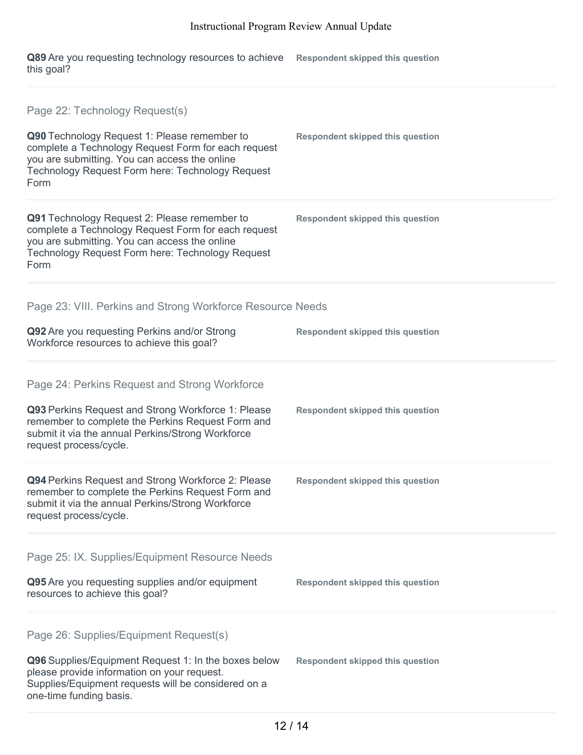**Q89** Are you requesting technology resources to achieve this goal?

**Respondent skipped this question**

## Page 22: Technology Request(s)

**Q90** Technology Request 1: Please remember to complete a Technology Request Form for each request you are submitting. You can access the online Technology Request Form here: Technology Request Form

**Respondent skipped this question**

**Q91** Technology Request 2: Please remember to complete a Technology Request Form for each request you are submitting. You can access the online Technology Request Form here: Technology Request Form

**Respondent skipped this question**

## Page 23: VIII. Perkins and Strong Workforce Resource Needs

**Q92** Are you requesting Perkins and/or Strong Workforce resources to achieve this goal?

**Respondent skipped this question**

## Page 24: Perkins Request and Strong Workforce

**Q93** Perkins Request and Strong Workforce 1: Please remember to complete the Perkins Request Form and submit it via the annual Perkins/Strong Workforce request process/cycle.

**Respondent skipped this question**

**Q94** Perkins Request and Strong Workforce 2: Please remember to complete the Perkins Request Form and submit it via the annual Perkins/Strong Workforce request process/cycle.

**Respondent skipped this question**

## Page 25: IX. Supplies/Equipment Resource Needs

**Q95** Are you requesting supplies and/or equipment resources to achieve this goal?

**Respondent skipped this question**

## Page 26: Supplies/Equipment Request(s)

**Q96** Supplies/Equipment Request 1: In the boxes below please provide information on your request. Supplies/Equipment requests will be considered on a one-time funding basis.

**Respondent skipped this question**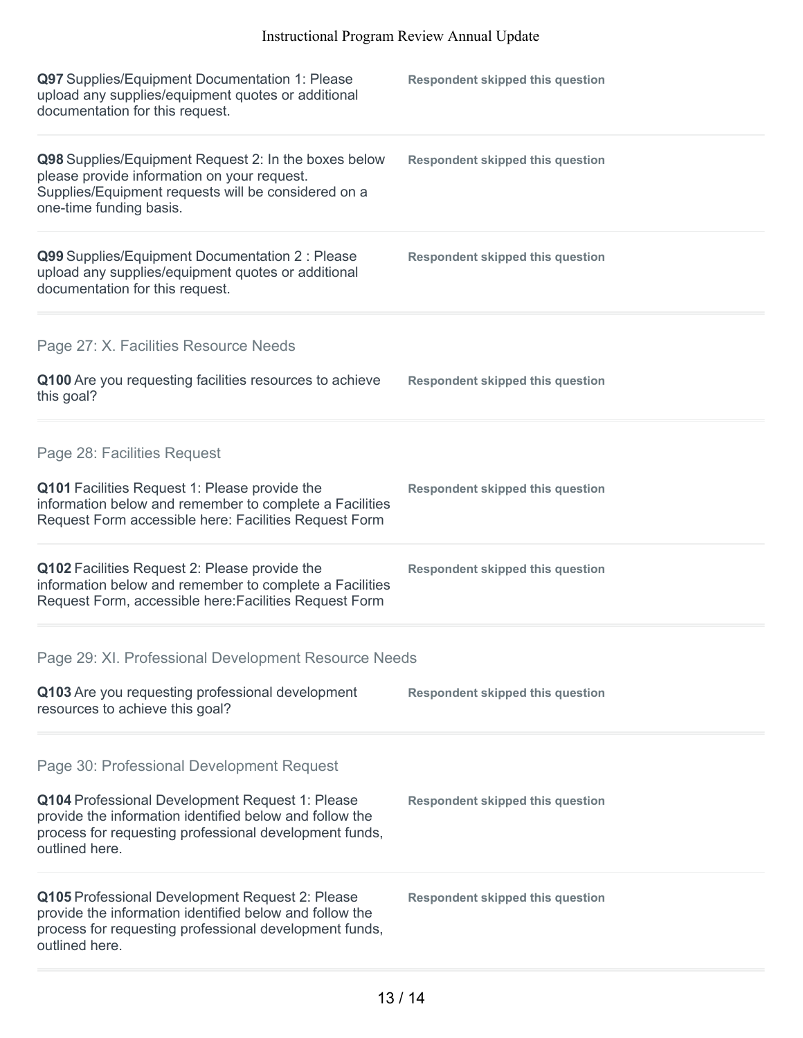**Q97** Supplies/Equipment Documentation 1: Please upload any supplies/equipment quotes or additional documentation for this request.

**Respondent skipped this question**

**Q98** Supplies/Equipment Request 2: In the boxes below please provide information on your request. Supplies/Equipment requests will be considered on a one-time funding basis.

**Respondent skipped this question**

**Q99** Supplies/Equipment Documentation 2 : Please upload any supplies/equipment quotes or additional documentation for this request.

**Respondent skipped this question**

## Page 27: X. Facilities Resource Needs

**Q100** Are you requesting facilities resources to achieve this goal?

**Respondent skipped this question**

## Page 28: Facilities Request

**Q101** Facilities Request 1: Please provide the information below and remember to complete a Facilities Request Form accessible here: Facilities Request Form

**Respondent skipped this question**

**Q102** Facilities Request 2: Please provide the information below and remember to complete a Facilities Request Form, accessible here:Facilities Request Form

**Respondent skipped this question**

## Page 29: XI. Professional Development Resource Needs

**Q103** Are you requesting professional development resources to achieve this goal?

**Respondent skipped this question**

## Page 30: Professional Development Request

**Q104** Professional Development Request 1: Please provide the information identified below and follow the process for requesting professional development funds, outlined here.

**Respondent skipped this question**

**Q105** Professional Development Request 2: Please provide the information identified below and follow the process for requesting professional development funds, outlined here.

**Respondent skipped this question**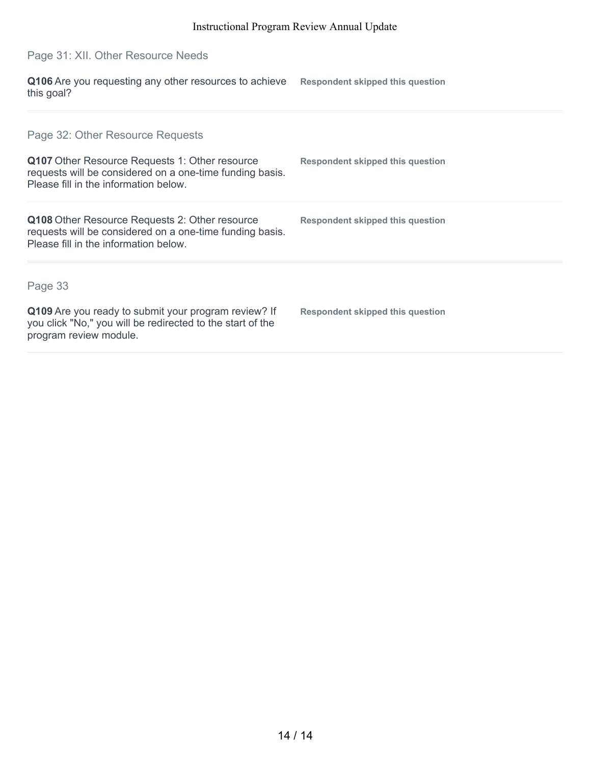## Page 31: XII. Other Resource Needs

**Q106** Are you requesting any other resources to achieve this goal?

**Respondent skipped this question**

## Page 32: Other Resource Requests

**Q107** Other Resource Requests 1: Other resource requests will be considered on a one-time funding basis. Please fill in the information below.

**Respondent skipped this question**

**Q108** Other Resource Requests 2: Other resource requests will be considered on a one-time funding basis. Please fill in the information below.

**Respondent skipped this question**

## Page 33

**Q109** Are you ready to submit your program review? If you click "No," you will be redirected to the start of the program review module.

**Respondent skipped this question**